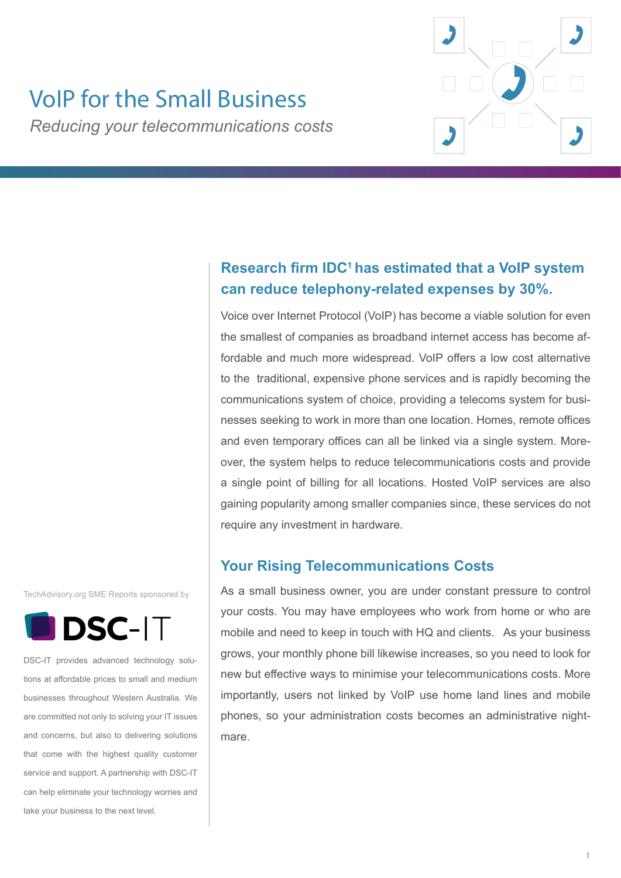# VoIP for the Small Business

*Reducing your telecommunications costs*

## Research firm IDC[1] has estimated that a VoIP system can reduce telephony-related expenses by 30%.

Voice over Internet Protocol (VoIP) has become a viable solution for even the smallest of companies as broadband internet access has become affordable and much more widespread. VoIP offers a low cost alternative to the traditional, expensive phone services and is rapidly becoming the communications system of choice, providing a telecoms system for businesses seeking to work in more than one location. Homes, remote offices and even temporary offices can all be linked via a single system. Moreover, the system helps to reduce telecommunications costs and provide a single point of billing for all locations. Hosted VoIP services are also gaining popularity among smaller companies since, these services do not require any investment in hardware.

## Your Rising Telecommunications Costs

As a small business owner, you are under constant pressure to control your costs. You may have employees who work from home or who are mobile and need to keep in touch with HQ and clients. As your business grows, your monthly phone bill likewise increases, so you need to look for new but effective ways to minimise your telecommunications costs. More importantly, users not linked by VoIP use home land lines and mobile phones, so your administration costs becomes an administrative nightmare.

TechAdvisory.org SME Reports sponsored by

**DSC-IT**

DSC-IT provides advanced technology solutions at affordable prices to small and medium businesses throughout Western Australia. We are committed not only to solving your IT issues and concerns, but also to delivering solutions that come with the highest quality customer service and support. A partnership with DSC-IT can help eliminate your technology worries and take your business to the next level.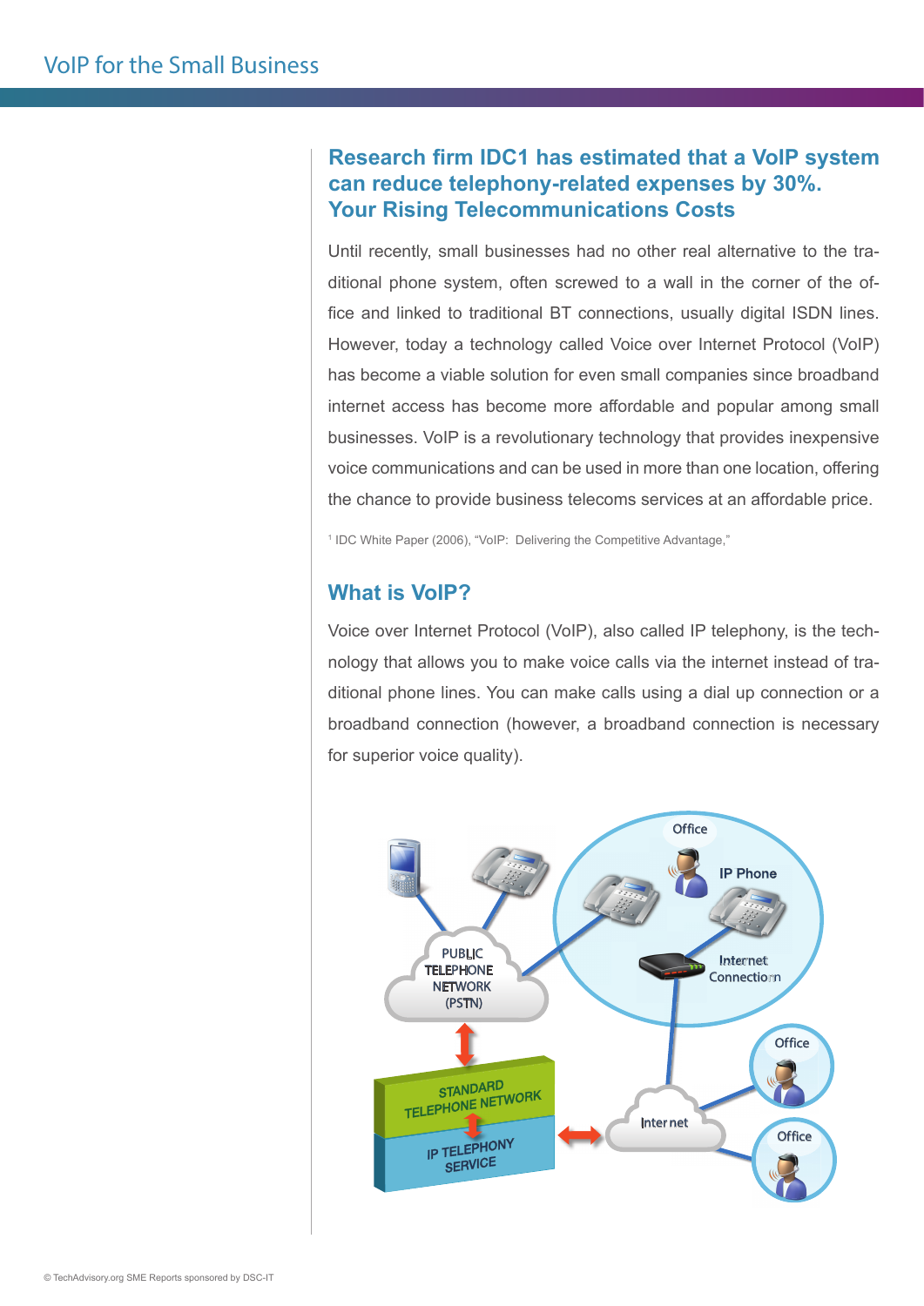## Research firm IDC[1] has estimated that a VoIP system can reduce telephony-related expenses by 30%.

## Your Rising Telecommunications Costs

Until recently, small businesses had no other real alternative to the traditional phone system, often screwed to a wall in the corner of the office and linked to traditional BT connections, usually digital ISDN lines. However, today a technology called Voice over Internet Protocol (VoIP) has become a viable solution for even small companies since broadband internet access has become more affordable and popular among small businesses. VoIP is a revolutionary technology that provides inexpensive voice communications and can be used in more than one location, offering the chance to provide business telecoms services at an affordable price.

[1] IDC White Paper (2006), "VoIP: Delivering the Competitive Advantage,"

## What is VoIP?

Voice over Internet Protocol (VoIP), also called IP telephony, is the technology that allows you to make voice calls via the internet instead of traditional phone lines. You can make calls using a dial up connection or a broadband connection (however, a broadband connection is necessary for superior voice quality).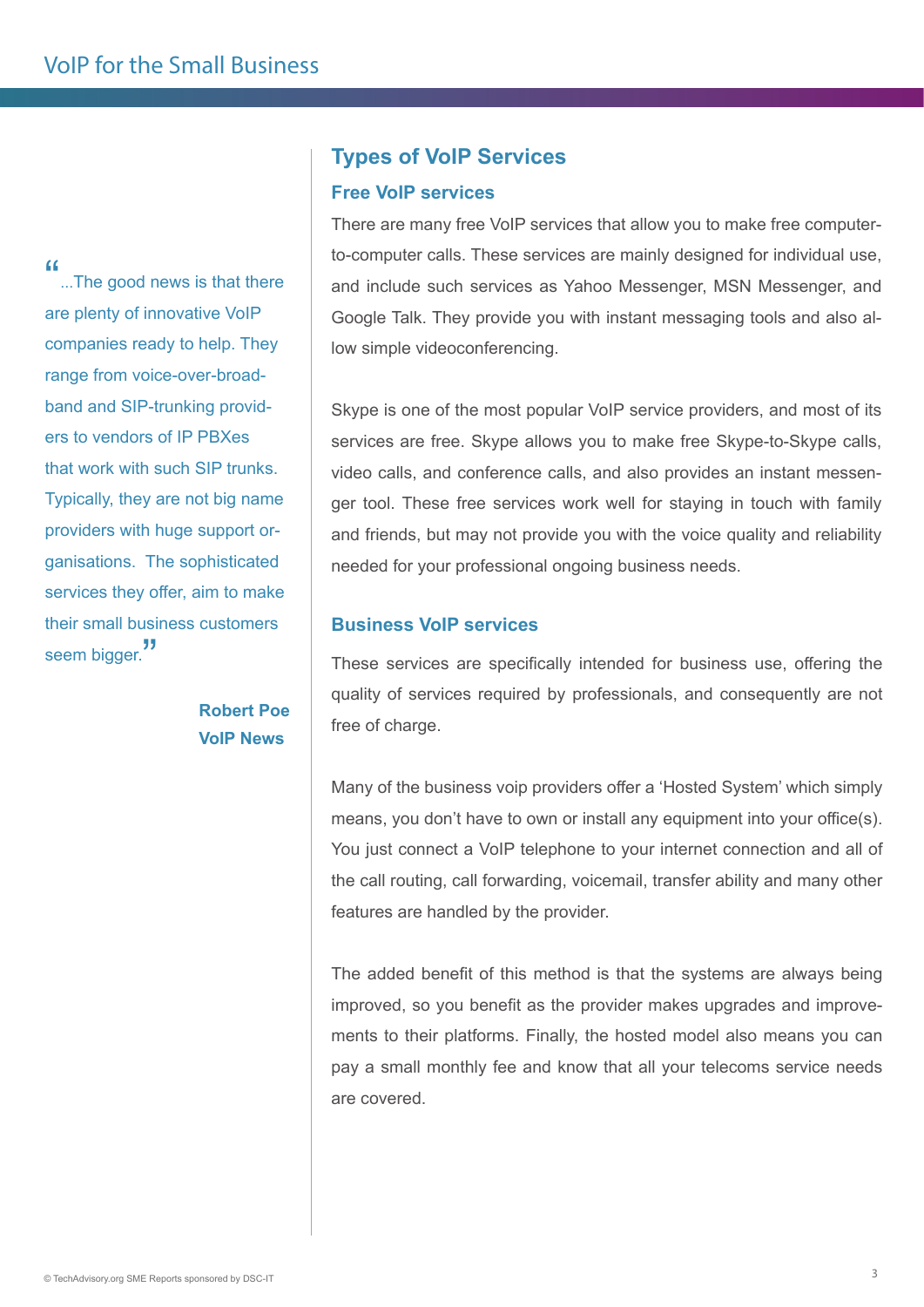> "...The good news is that there are plenty of innovative VoIP companies ready to help. They range from voice-over-broadband and SIP-trunking providers to vendors of IP PBXes that work with such SIP trunks. Typically, they are not big name providers with huge support organisations. The sophisticated services they offer, aim to make their small business customers seem bigger."
>
> **Robert Poe**
> **VoIP News**

## Types of VoIP Services

### Free VoIP services

There are many free VoIP services that allow you to make free computer-to-computer calls. These services are mainly designed for individual use, and include such services as Yahoo Messenger, MSN Messenger, and Google Talk. They provide you with instant messaging tools and also allow simple videoconferencing.

Skype is one of the most popular VoIP service providers, and most of its services are free. Skype allows you to make free Skype-to-Skype calls, video calls, and conference calls, and also provides an instant messenger tool. These free services work well for staying in touch with family and friends, but may not provide you with the voice quality and reliability needed for your professional ongoing business needs.

### Business VoIP services

These services are specifically intended for business use, offering the quality of services required by professionals, and consequently are not free of charge.

Many of the business voip providers offer a 'Hosted System' which simply means, you don't have to own or install any equipment into your office(s). You just connect a VoIP telephone to your internet connection and all of the call routing, call forwarding, voicemail, transfer ability and many other features are handled by the provider.

The added benefit of this method is that the systems are always being improved, so you benefit as the provider makes upgrades and improvements to their platforms. Finally, the hosted model also means you can pay a small monthly fee and know that all your telecoms service needs are covered.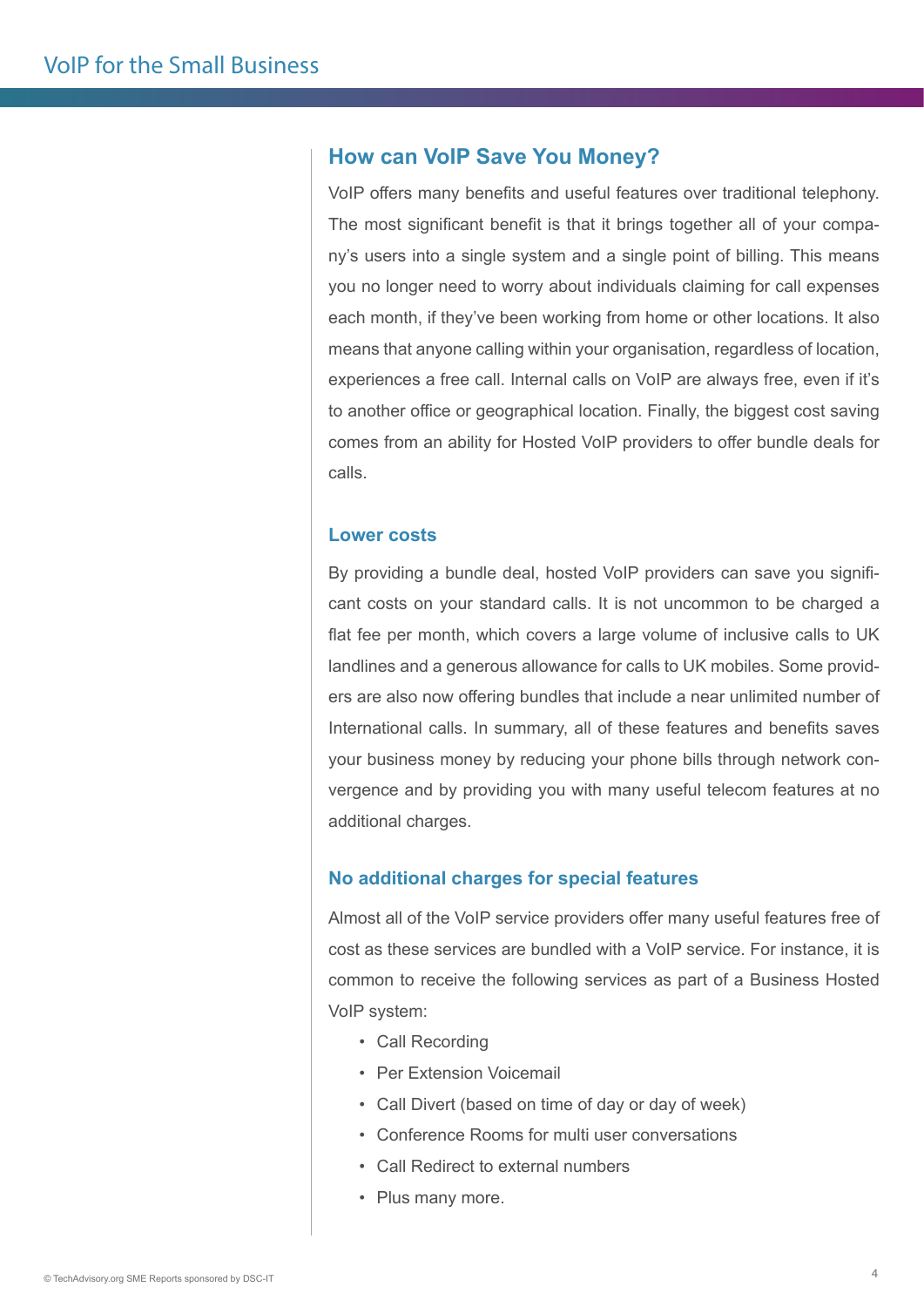## How can VoIP Save You Money?

VoIP offers many benefits and useful features over traditional telephony. The most significant benefit is that it brings together all of your company's users into a single system and a single point of billing. This means you no longer need to worry about individuals claiming for call expenses each month, if they've been working from home or other locations. It also means that anyone calling within your organisation, regardless of location, experiences a free call. Internal calls on VoIP are always free, even if it's to another office or geographical location. Finally, the biggest cost saving comes from an ability for Hosted VoIP providers to offer bundle deals for calls.

### Lower costs

By providing a bundle deal, hosted VoIP providers can save you significant costs on your standard calls. It is not uncommon to be charged a flat fee per month, which covers a large volume of inclusive calls to UK landlines and a generous allowance for calls to UK mobiles. Some providers are also now offering bundles that include a near unlimited number of International calls. In summary, all of these features and benefits saves your business money by reducing your phone bills through network convergence and by providing you with many useful telecom features at no additional charges.

### No additional charges for special features

Almost all of the VoIP service providers offer many useful features free of cost as these services are bundled with a VoIP service. For instance, it is common to receive the following services as part of a Business Hosted VoIP system:

- Call Recording
- Per Extension Voicemail
- Call Divert (based on time of day or day of week)
- Conference Rooms for multi user conversations
- Call Redirect to external numbers
- Plus many more.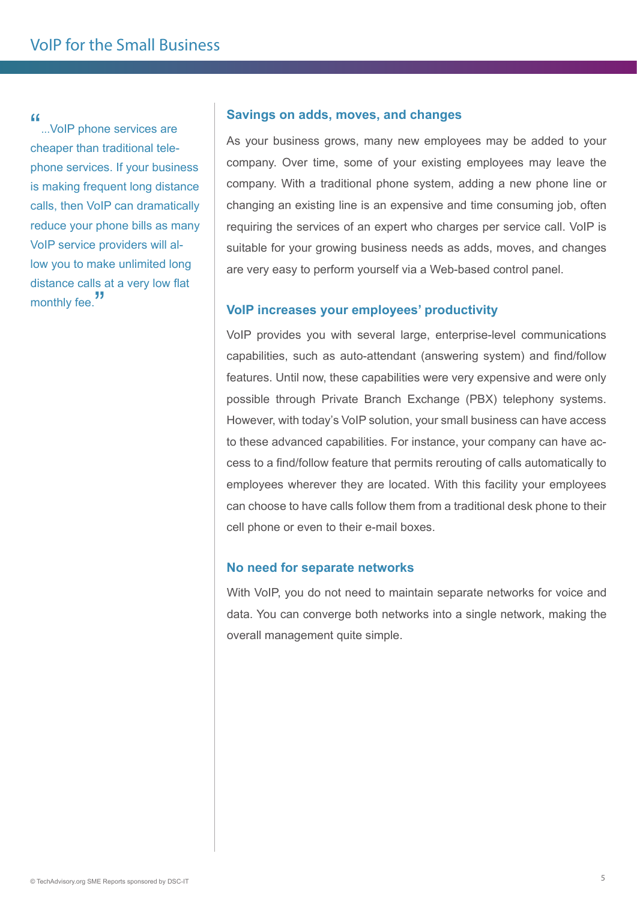> "...VoIP phone services are cheaper than traditional telephone services. If your business is making frequent long distance calls, then VoIP can dramatically reduce your phone bills as many VoIP service providers will allow you to make unlimited long distance calls at a very low flat monthly fee."

### Savings on adds, moves, and changes

As your business grows, many new employees may be added to your company. Over time, some of your existing employees may leave the company. With a traditional phone system, adding a new phone line or changing an existing line is an expensive and time consuming job, often requiring the services of an expert who charges per service call. VoIP is suitable for your growing business needs as adds, moves, and changes are very easy to perform yourself via a Web-based control panel.

### VoIP increases your employees' productivity

VoIP provides you with several large, enterprise-level communications capabilities, such as auto-attendant (answering system) and find/follow features. Until now, these capabilities were very expensive and were only possible through Private Branch Exchange (PBX) telephony systems. However, with today's VoIP solution, your small business can have access to these advanced capabilities. For instance, your company can have access to a find/follow feature that permits rerouting of calls automatically to employees wherever they are located. With this facility your employees can choose to have calls follow them from a traditional desk phone to their cell phone or even to their e-mail boxes.

### No need for separate networks

With VoIP, you do not need to maintain separate networks for voice and data. You can converge both networks into a single network, making the overall management quite simple.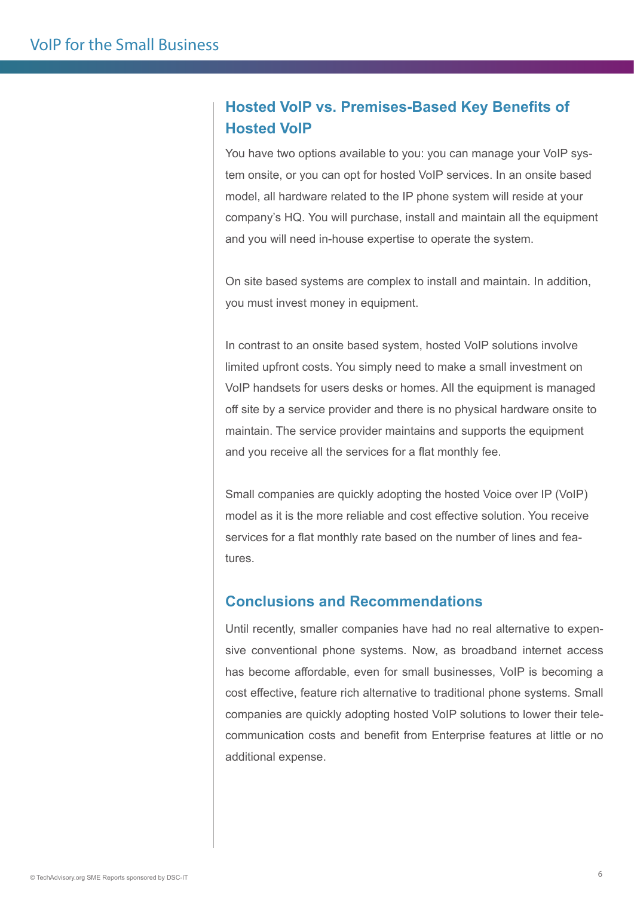## Hosted VoIP vs. Premises-Based Key Benefits of Hosted VoIP

You have two options available to you: you can manage your VoIP system onsite, or you can opt for hosted VoIP services. In an onsite based model, all hardware related to the IP phone system will reside at your company's HQ. You will purchase, install and maintain all the equipment and you will need in-house expertise to operate the system.

On site based systems are complex to install and maintain. In addition, you must invest money in equipment.

In contrast to an onsite based system, hosted VoIP solutions involve limited upfront costs. You simply need to make a small investment on VoIP handsets for users desks or homes. All the equipment is managed off site by a service provider and there is no physical hardware onsite to maintain. The service provider maintains and supports the equipment and you receive all the services for a flat monthly fee.

Small companies are quickly adopting the hosted Voice over IP (VoIP) model as it is the more reliable and cost effective solution. You receive services for a flat monthly rate based on the number of lines and features.

## Conclusions and Recommendations

Until recently, smaller companies have had no real alternative to expensive conventional phone systems. Now, as broadband internet access has become affordable, even for small businesses, VoIP is becoming a cost effective, feature rich alternative to traditional phone systems. Small companies are quickly adopting hosted VoIP solutions to lower their telecommunication costs and benefit from Enterprise features at little or no additional expense.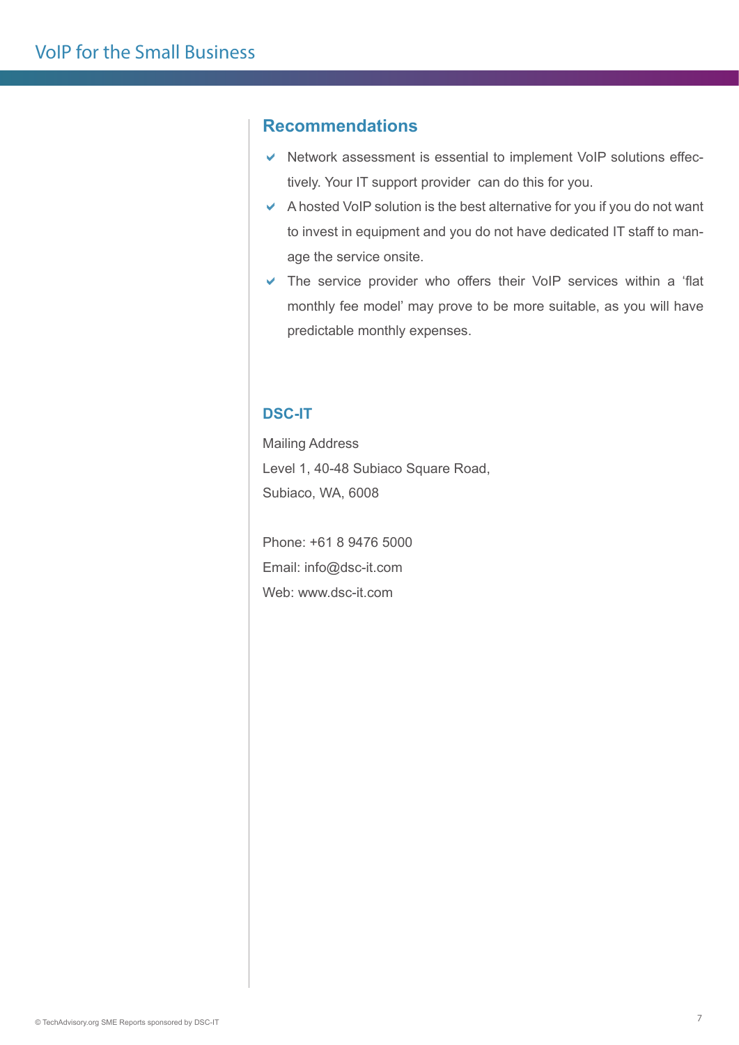## Recommendations

- Network assessment is essential to implement VoIP solutions effectively. Your IT support provider can do this for you.
- A hosted VoIP solution is the best alternative for you if you do not want to invest in equipment and you do not have dedicated IT staff to manage the service onsite.
- The service provider who offers their VoIP services within a 'flat monthly fee model' may prove to be more suitable, as you will have predictable monthly expenses.

### DSC-IT

Mailing Address
Level 1, 40-48 Subiaco Square Road,
Subiaco, WA, 6008

Phone: +61 8 9476 5000
Email: info@dsc-it.com
Web: www.dsc-it.com